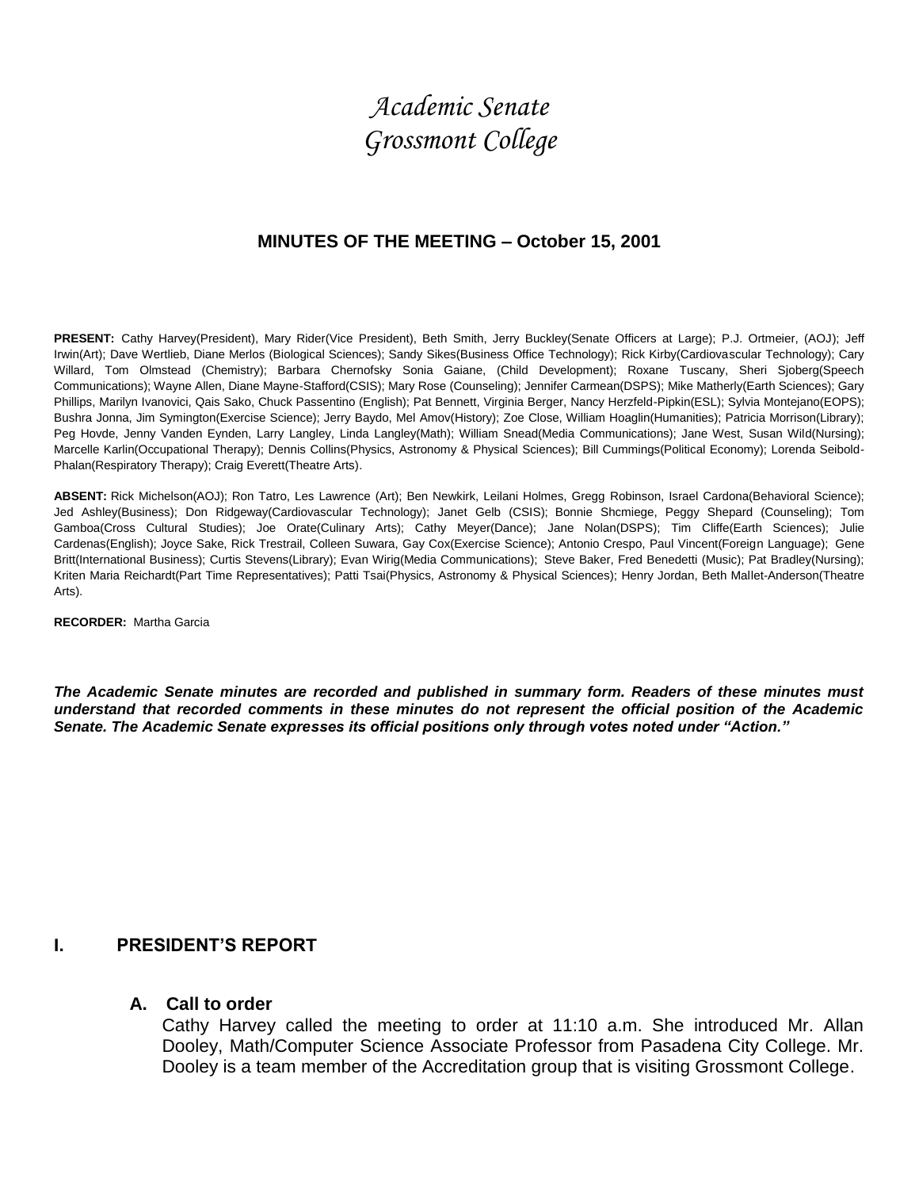# Academic Senate
# Grossmont College

## MINUTES OF THE MEETING – October 15, 2001

**PRESENT:** Cathy Harvey(President), Mary Rider(Vice President), Beth Smith, Jerry Buckley(Senate Officers at Large); P.J. Ortmeier, (AOJ); Jeff Irwin(Art); Dave Wertlieb, Diane Merlos (Biological Sciences); Sandy Sikes(Business Office Technology); Rick Kirby(Cardiovascular Technology); Cary Willard, Tom Olmstead (Chemistry); Barbara Chernofsky Sonia Gaiane, (Child Development); Roxane Tuscany, Sheri Sjoberg(Speech Communications); Wayne Allen, Diane Mayne-Stafford(CSIS); Mary Rose (Counseling); Jennifer Carmean(DSPS); Mike Matherly(Earth Sciences); Gary Phillips, Marilyn Ivanovici, Qais Sako, Chuck Passentino (English); Pat Bennett, Virginia Berger, Nancy Herzfeld-Pipkin(ESL); Sylvia Montejano(EOPS); Bushra Jonna, Jim Symington(Exercise Science); Jerry Baydo, Mel Amov(History); Zoe Close, William Hoaglin(Humanities); Patricia Morrison(Library); Peg Hovde, Jenny Vanden Eynden, Larry Langley, Linda Langley(Math); William Snead(Media Communications); Jane West, Susan Wild(Nursing); Marcelle Karlin(Occupational Therapy); Dennis Collins(Physics, Astronomy & Physical Sciences); Bill Cummings(Political Economy); Lorenda Seibold-Phalan(Respiratory Therapy); Craig Everett(Theatre Arts).

**ABSENT:** Rick Michelson(AOJ); Ron Tatro, Les Lawrence (Art); Ben Newkirk, Leilani Holmes, Gregg Robinson, Israel Cardona(Behavioral Science); Jed Ashley(Business); Don Ridgeway(Cardiovascular Technology); Janet Gelb (CSIS); Bonnie Shcmiege, Peggy Shepard (Counseling); Tom Gamboa(Cross Cultural Studies); Joe Orate(Culinary Arts); Cathy Meyer(Dance); Jane Nolan(DSPS); Tim Cliffe(Earth Sciences); Julie Cardenas(English); Joyce Sake, Rick Trestrail, Colleen Suwara, Gay Cox(Exercise Science); Antonio Crespo, Paul Vincent(Foreign Language); Gene Britt(International Business); Curtis Stevens(Library); Evan Wirig(Media Communications); Steve Baker, Fred Benedetti (Music); Pat Bradley(Nursing); Kriten Maria Reichardt(Part Time Representatives); Patti Tsai(Physics, Astronomy & Physical Sciences); Henry Jordan, Beth Mallet-Anderson(Theatre Arts).

**RECORDER:** Martha Garcia

***The Academic Senate minutes are recorded and published in summary form. Readers of these minutes must understand that recorded comments in these minutes do not represent the official position of the Academic Senate. The Academic Senate expresses its official positions only through votes noted under "Action."***

## I. PRESIDENT'S REPORT

### A. Call to order

Cathy Harvey called the meeting to order at 11:10 a.m. She introduced Mr. Allan Dooley, Math/Computer Science Associate Professor from Pasadena City College. Mr. Dooley is a team member of the Accreditation group that is visiting Grossmont College.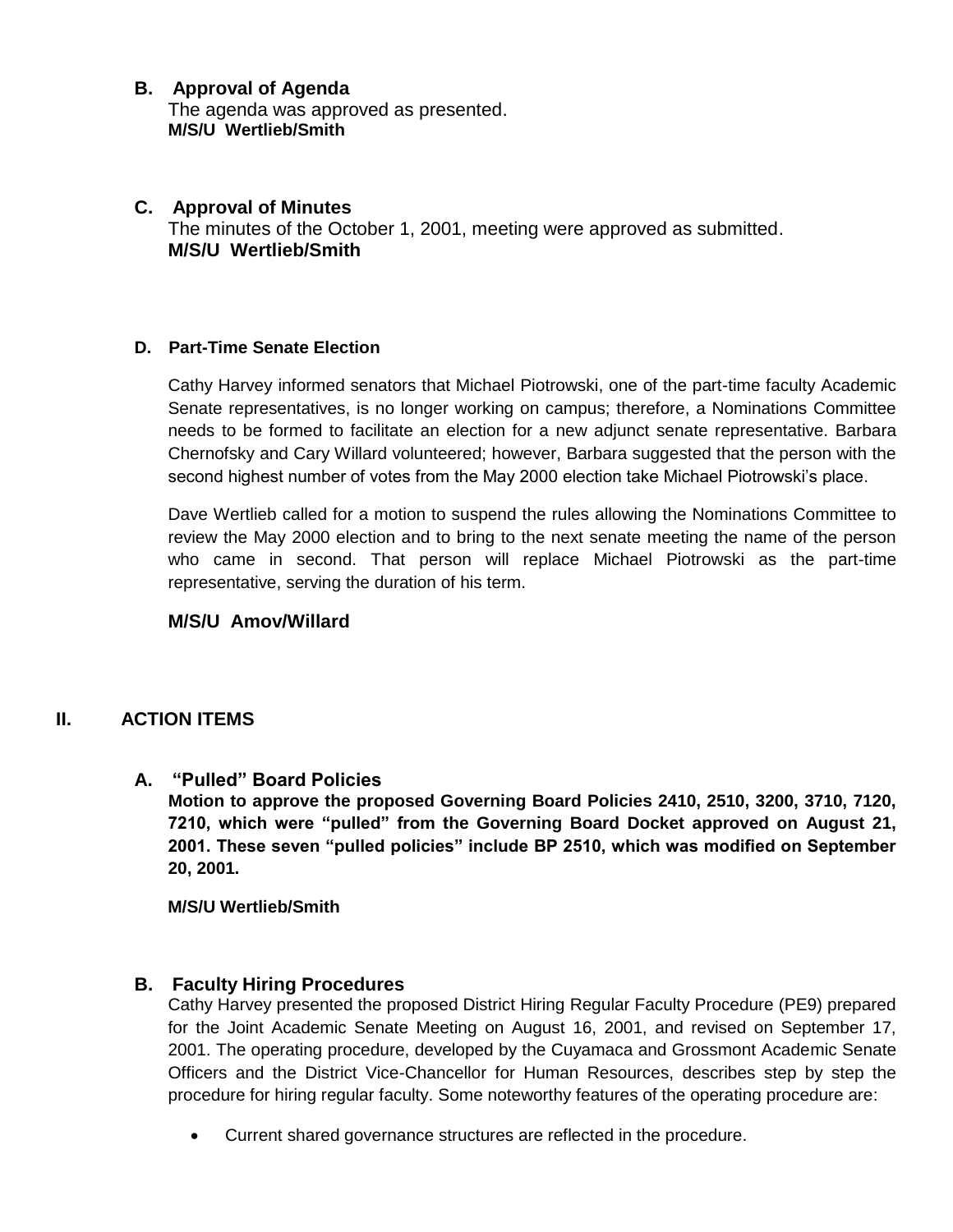### B. Approval of Agenda

The agenda was approved as presented.
**M/S/U Wertlieb/Smith**

### C. Approval of Minutes

The minutes of the October 1, 2001, meeting were approved as submitted.
**M/S/U Wertlieb/Smith**

### D. Part-Time Senate Election

Cathy Harvey informed senators that Michael Piotrowski, one of the part-time faculty Academic Senate representatives, is no longer working on campus; therefore, a Nominations Committee needs to be formed to facilitate an election for a new adjunct senate representative. Barbara Chernofsky and Cary Willard volunteered; however, Barbara suggested that the person with the second highest number of votes from the May 2000 election take Michael Piotrowski's place.

Dave Wertlieb called for a motion to suspend the rules allowing the Nominations Committee to review the May 2000 election and to bring to the next senate meeting the name of the person who came in second. That person will replace Michael Piotrowski as the part-time representative, serving the duration of his term.

**M/S/U Amov/Willard**

## II. ACTION ITEMS

### A. "Pulled" Board Policies

**Motion to approve the proposed Governing Board Policies 2410, 2510, 3200, 3710, 7120, 7210, which were "pulled" from the Governing Board Docket approved on August 21, 2001. These seven "pulled policies" include BP 2510, which was modified on September 20, 2001.**

**M/S/U Wertlieb/Smith**

### B. Faculty Hiring Procedures

Cathy Harvey presented the proposed District Hiring Regular Faculty Procedure (PE9) prepared for the Joint Academic Senate Meeting on August 16, 2001, and revised on September 17, 2001. The operating procedure, developed by the Cuyamaca and Grossmont Academic Senate Officers and the District Vice-Chancellor for Human Resources, describes step by step the procedure for hiring regular faculty. Some noteworthy features of the operating procedure are:

- Current shared governance structures are reflected in the procedure.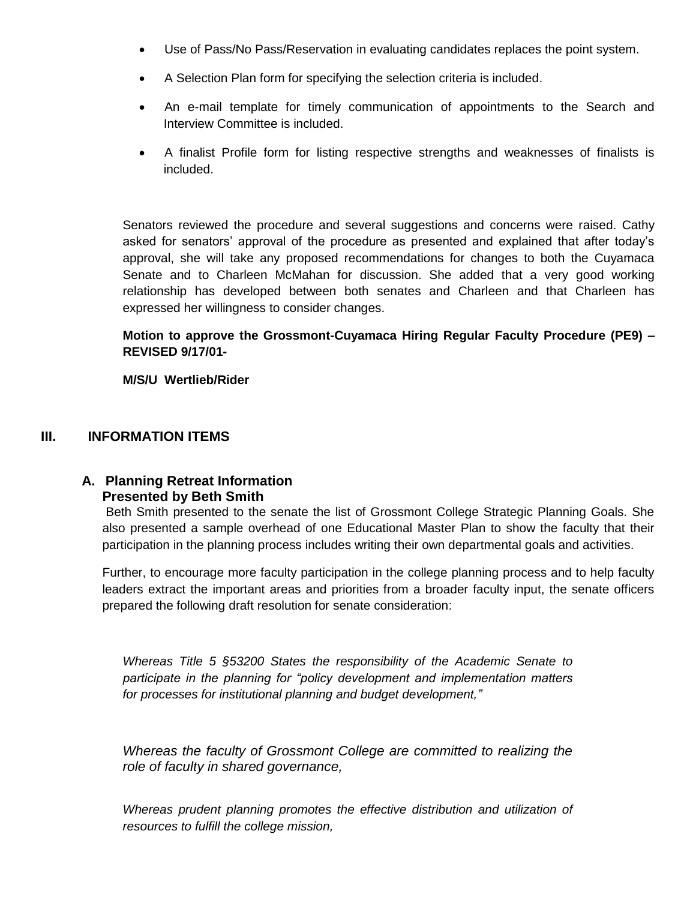- Use of Pass/No Pass/Reservation in evaluating candidates replaces the point system.
- A Selection Plan form for specifying the selection criteria is included.
- An e-mail template for timely communication of appointments to the Search and Interview Committee is included.
- A finalist Profile form for listing respective strengths and weaknesses of finalists is included.

Senators reviewed the procedure and several suggestions and concerns were raised. Cathy asked for senators' approval of the procedure as presented and explained that after today's approval, she will take any proposed recommendations for changes to both the Cuyamaca Senate and to Charleen McMahan for discussion. She added that a very good working relationship has developed between both senates and Charleen and that Charleen has expressed her willingness to consider changes.

**Motion to approve the Grossmont-Cuyamaca Hiring Regular Faculty Procedure (PE9) – REVISED 9/17/01-**

**M/S/U Wertlieb/Rider**

## III. INFORMATION ITEMS

### A. Planning Retreat Information Presented by Beth Smith

Beth Smith presented to the senate the list of Grossmont College Strategic Planning Goals. She also presented a sample overhead of one Educational Master Plan to show the faculty that their participation in the planning process includes writing their own departmental goals and activities.

Further, to encourage more faculty participation in the college planning process and to help faculty leaders extract the important areas and priorities from a broader faculty input, the senate officers prepared the following draft resolution for senate consideration:

*Whereas Title 5 §53200 States the responsibility of the Academic Senate to participate in the planning for "policy development and implementation matters for processes for institutional planning and budget development,"*

*Whereas the faculty of Grossmont College are committed to realizing the role of faculty in shared governance,*

*Whereas prudent planning promotes the effective distribution and utilization of resources to fulfill the college mission,*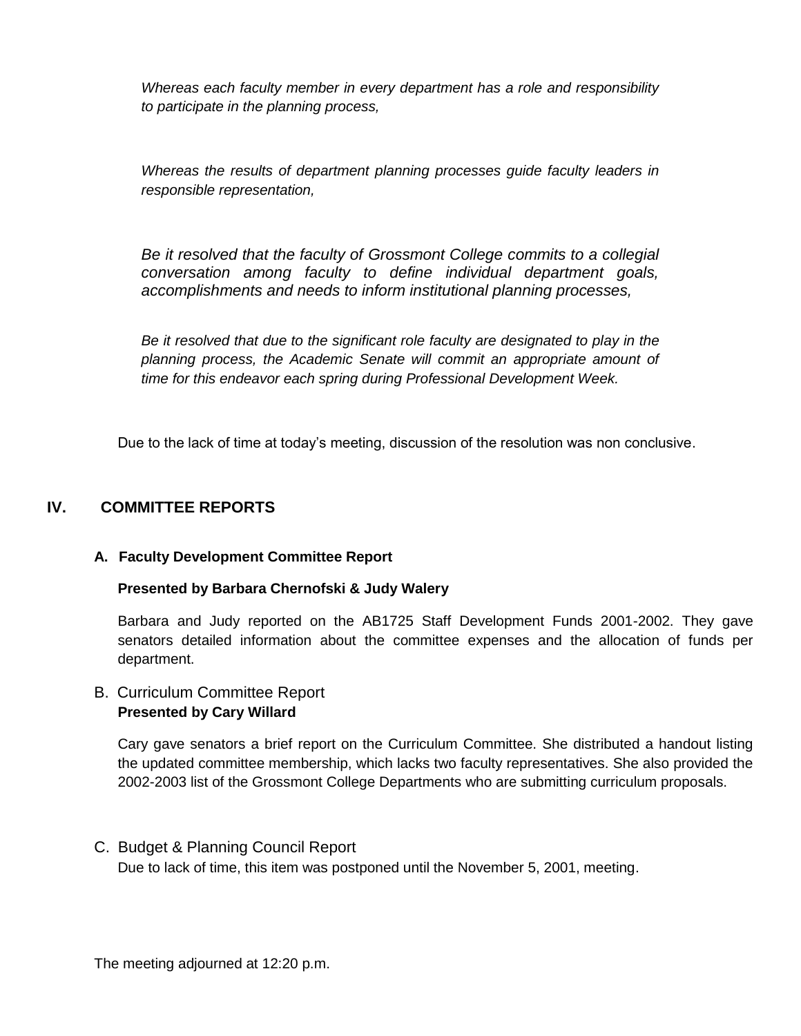*Whereas each faculty member in every department has a role and responsibility to participate in the planning process,*

*Whereas the results of department planning processes guide faculty leaders in responsible representation,*

*Be it resolved that the faculty of Grossmont College commits to a collegial conversation among faculty to define individual department goals, accomplishments and needs to inform institutional planning processes,*

*Be it resolved that due to the significant role faculty are designated to play in the planning process, the Academic Senate will commit an appropriate amount of time for this endeavor each spring during Professional Development Week.*

Due to the lack of time at today's meeting, discussion of the resolution was non conclusive.

## IV. COMMITTEE REPORTS

### A. Faculty Development Committee Report

**Presented by Barbara Chernofski & Judy Walery**

Barbara and Judy reported on the AB1725 Staff Development Funds 2001-2002. They gave senators detailed information about the committee expenses and the allocation of funds per department.

### B. Curriculum Committee Report

**Presented by Cary Willard**

Cary gave senators a brief report on the Curriculum Committee. She distributed a handout listing the updated committee membership, which lacks two faculty representatives. She also provided the 2002-2003 list of the Grossmont College Departments who are submitting curriculum proposals.

### C. Budget & Planning Council Report

Due to lack of time, this item was postponed until the November 5, 2001, meeting.

The meeting adjourned at 12:20 p.m.